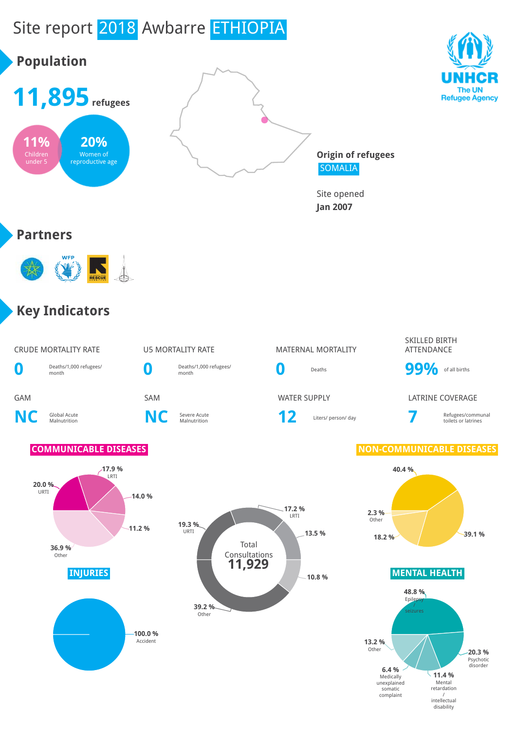# Site report 2018 Awbarre ETHIOPIA

## Population

**11,895** refugees

**11%** Children under 5

**20%** Women of reproductive age

**Origin of refugees**
SOMALIA

Site opened
**Jan 2007**

## Partners

## Key Indicators

| CRUDE MORTALITY RATE | U5 MORTALITY RATE | MATERNAL MORTALITY | SKILLED BIRTH ATTENDANCE |
|---|---|---|---|
| **0** Deaths/1,000 refugees/ month | **0** Deaths/1,000 refugees/ month | **0** Deaths | **99%** of all births |

| GAM | SAM | WATER SUPPLY | LATRINE COVERAGE |
|---|---|---|---|
| **NC** Global Acute Malnutrition | **NC** Severe Acute Malnutrition | **12** Liters/ person/ day | **7** Refugees/communal toilets or latrines |

### COMMUNICABLE DISEASES

- 20.0 % URTI
- 17.9 % LRTI
- 14.0 %
- 11.2 %
- 36.9 % Other

### Total Consultations 11,929

- 17.2 % LRTI
- 13.5 %
- 10.8 %
- 39.2 % Other
- 19.3 % URTI

### NON-COMMUNICABLE DISEASES

- 40.4 %
- 39.1 %
- 18.2 %
- 2.3 % Other

### INJURIES

- 100.0 % Accident

### MENTAL HEALTH

- 48.8 % Epilepsy / seizures
- 20.3 % Psychotic disorder
- 11.4 % Mental retardation / intellectual disability
- 6.4 % Medically unexplained somatic complaint
- 13.2 % Other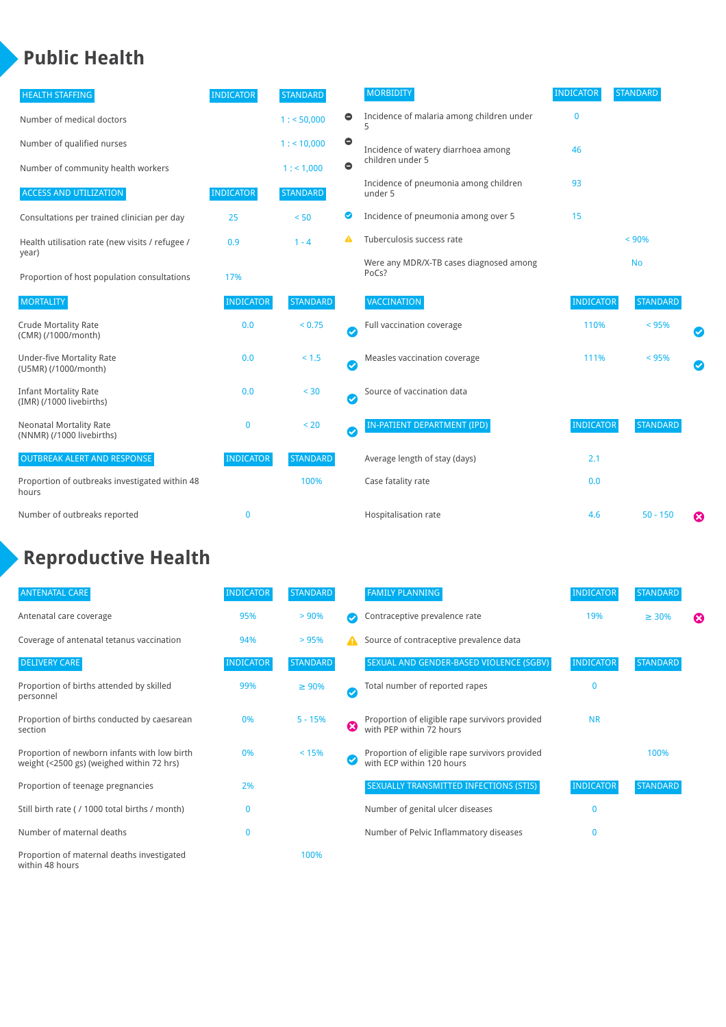# Public Health

| HEALTH STAFFING | INDICATOR | STANDARD | |
|---|---|---|---|
| Number of medical doctors | | 1 : < 50,000 | ⊖ |
| Number of qualified nurses | | 1 : < 10,000 | ⊖ |
| Number of community health workers | | 1 : < 1,000 | ⊖ |

| ACCESS AND UTILIZATION | INDICATOR | STANDARD | |
|---|---|---|---|
| Consultations per trained clinician per day | 25 | < 50 | ✔ |
| Health utilisation rate (new visits / refugee / year) | 0.9 | 1 - 4 | ⚠ |
| Proportion of host population consultations | 17% | | |

| MORTALITY | INDICATOR | STANDARD | |
|---|---|---|---|
| Crude Mortality Rate (CMR) (/1000/month) | 0.0 | < 0.75 | ✔ |
| Under-five Mortality Rate (U5MR) (/1000/month) | 0.0 | < 1.5 | ✔ |
| Infant Mortality Rate (IMR) (/1000 livebirths) | 0.0 | < 30 | ✔ |
| Neonatal Mortality Rate (NNMR) (/1000 livebirths) | 0 | < 20 | ✔ |

| OUTBREAK ALERT AND RESPONSE | INDICATOR | STANDARD |
|---|---|---|
| Proportion of outbreaks investigated within 48 hours | | 100% |
| Number of outbreaks reported | 0 | |

| MORBIDITY | INDICATOR | STANDARD |
|---|---|---|
| Incidence of malaria among children under 5 | 0 | |
| Incidence of watery diarrhoea among children under 5 | 46 | |
| Incidence of pneumonia among children under 5 | 93 | |
| Incidence of pneumonia among over 5 | 15 | |
| Tuberculosis success rate | | < 90% |
| Were any MDR/X-TB cases diagnosed among PoCs? | | No |

| VACCINATION | INDICATOR | STANDARD | |
|---|---|---|---|
| Full vaccination coverage | 110% | < 95% | ✔ |
| Measles vaccination coverage | 111% | < 95% | ✔ |
| Source of vaccination data | | | |

| IN-PATIENT DEPARTMENT (IPD) | INDICATOR | STANDARD | |
|---|---|---|---|
| Average length of stay (days) | 2.1 | | |
| Case fatality rate | 0.0 | | |
| Hospitalisation rate | 4.6 | 50 - 150 | ✖ |

# Reproductive Health

| ANTENATAL CARE | INDICATOR | STANDARD | |
|---|---|---|---|
| Antenatal care coverage | 95% | > 90% | ✔ |
| Coverage of antenatal tetanus vaccination | 94% | > 95% | ⚠ |

| DELIVERY CARE | INDICATOR | STANDARD | |
|---|---|---|---|
| Proportion of births attended by skilled personnel | 99% | ≥ 90% | ✔ |
| Proportion of births conducted by caesarean section | 0% | 5 - 15% | ✖ |
| Proportion of newborn infants with low birth weight (<2500 gs) (weighed within 72 hrs) | 0% | < 15% | ✔ |
| Proportion of teenage pregnancies | 2% | | |
| Still birth rate ( / 1000 total births / month) | 0 | | |
| Number of maternal deaths | 0 | | |
| Proportion of maternal deaths investigated within 48 hours | | 100% | |

| FAMILY PLANNING | INDICATOR | STANDARD | |
|---|---|---|---|
| Contraceptive prevalence rate | 19% | ≥ 30% | ✖ |
| Source of contraceptive prevalence data | | | |

| SEXUAL AND GENDER-BASED VIOLENCE (SGBV) | INDICATOR | STANDARD |
|---|---|---|
| Total number of reported rapes | 0 | |
| Proportion of eligible rape survivors provided with PEP within 72 hours | NR | |
| Proportion of eligible rape survivors provided with ECP within 120 hours | | 100% |

| SEXUALLY TRANSMITTED INFECTIONS (STIS) | INDICATOR | STANDARD |
|---|---|---|
| Number of genital ulcer diseases | 0 | |
| Number of Pelvic Inflammatory diseases | 0 | |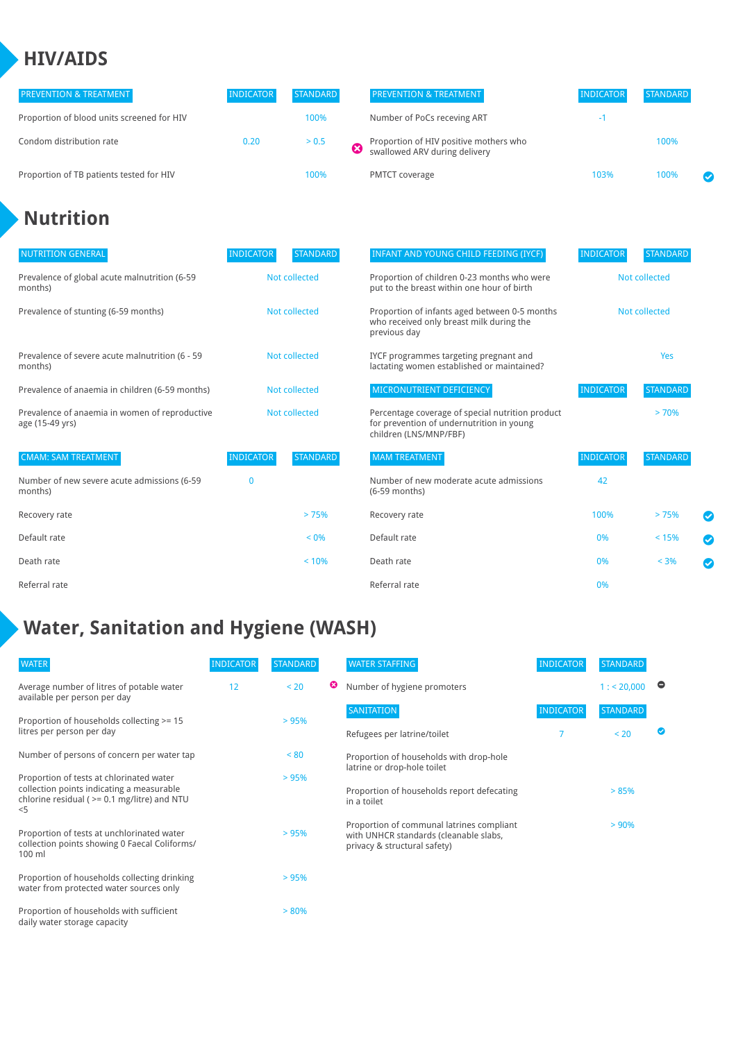# HIV/AIDS

| PREVENTION & TREATMENT | INDICATOR | STANDARD | |
|---|---|---|---|
| Proportion of blood units screened for HIV | | 100% | |
| Condom distribution rate | 0.20 | > 0.5 | ✖ |
| Proportion of TB patients tested for HIV | | 100% | |

| PREVENTION & TREATMENT | INDICATOR | STANDARD | |
|---|---|---|---|
| Number of PoCs receving ART | -1 | | |
| Proportion of HIV positive mothers who swallowed ARV during delivery | | 100% | |
| PMTCT coverage | 103% | 100% | ✔ |

# Nutrition

| NUTRITION GENERAL | INDICATOR | STANDARD |
|---|---|---|
| Prevalence of global acute malnutrition (6-59 months) | Not collected | |
| Prevalence of stunting (6-59 months) | Not collected | |
| Prevalence of severe acute malnutrition (6 - 59 months) | Not collected | |
| Prevalence of anaemia in children (6-59 months) | Not collected | |
| Prevalence of anaemia in women of reproductive age (15-49 yrs) | Not collected | |

| INFANT AND YOUNG CHILD FEEDING (IYCF) | INDICATOR | STANDARD |
|---|---|---|
| Proportion of children 0-23 months who were put to the breast within one hour of birth | Not collected | |
| Proportion of infants aged between 0-5 months who received only breast milk during the previous day | Not collected | |
| IYCF programmes targeting pregnant and lactating women established or maintained? | | Yes |

| MICRONUTRIENT DEFICIENCY | INDICATOR | STANDARD |
|---|---|---|
| Percentage coverage of special nutrition product for prevention of undernutrition in young children (LNS/MNP/FBF) | | > 70% |

| CMAM: SAM TREATMENT | INDICATOR | STANDARD |
|---|---|---|
| Number of new severe acute admissions (6-59 months) | 0 | |
| Recovery rate | | > 75% |
| Default rate | | < 0% |
| Death rate | | < 10% |
| Referral rate | | |

| MAM TREATMENT | INDICATOR | STANDARD | |
|---|---|---|---|
| Number of new moderate acute admissions (6-59 months) | 42 | | |
| Recovery rate | 100% | > 75% | ✔ |
| Default rate | 0% | < 15% | ✔ |
| Death rate | 0% | < 3% | ✔ |
| Referral rate | 0% | | |

# Water, Sanitation and Hygiene (WASH)

| WATER | INDICATOR | STANDARD | |
|---|---|---|---|
| Average number of litres of potable water available per person per day | 12 | < 20 | ✖ |
| Proportion of households collecting >= 15 litres per person per day | | > 95% | |
| Number of persons of concern per water tap | | < 80 | |
| Proportion of tests at chlorinated water collection points indicating a measurable chlorine residual ( >= 0.1 mg/litre) and NTU <5 | | > 95% | |
| Proportion of tests at unchlorinated water collection points showing 0 Faecal Coliforms/ 100 ml | | > 95% | |
| Proportion of households collecting drinking water from protected water sources only | | > 95% | |
| Proportion of households with sufficient daily water storage capacity | | > 80% | |

| WATER STAFFING | INDICATOR | STANDARD | |
|---|---|---|---|
| Number of hygiene promoters | | 1 : < 20,000 | ➖ |

| SANITATION | INDICATOR | STANDARD | |
|---|---|---|---|
| Refugees per latrine/toilet | 7 | < 20 | ✔ |
| Proportion of households with drop-hole latrine or drop-hole toilet | | | |
| Proportion of households report defecating in a toilet | | > 85% | |
| Proportion of communal latrines compliant with UNHCR standards (cleanable slabs, privacy & structural safety) | | > 90% | |